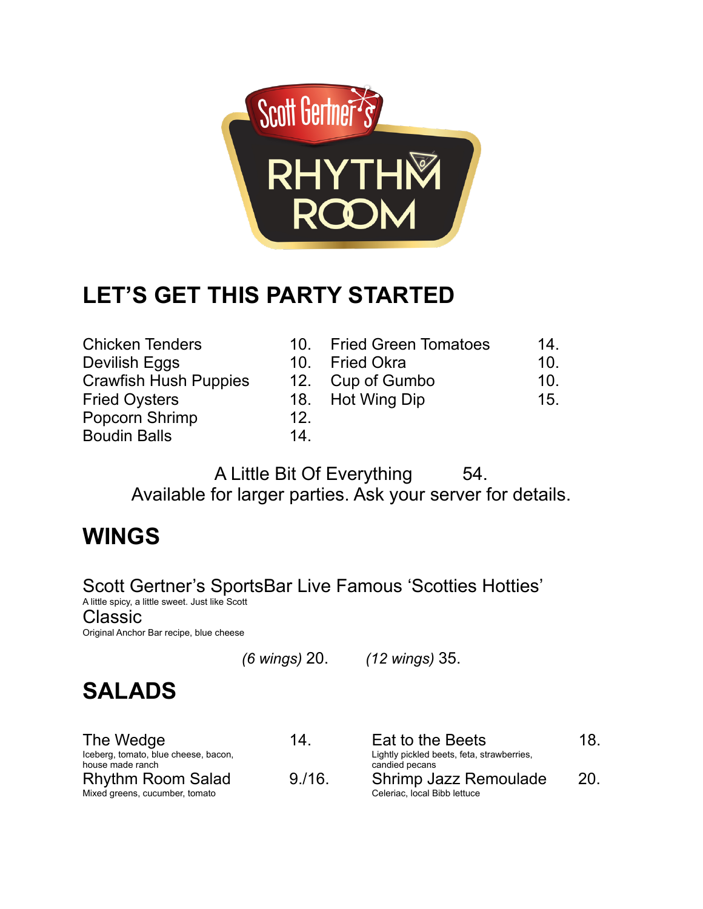# Scott Gertner's RHYTHM ROOM

## LET'S GET THIS PARTY STARTED

| | | | |
|---|---|---|---|
| Chicken Tenders | 10. | Fried Green Tomatoes | 14. |
| Devilish Eggs | 10. | Fried Okra | 10. |
| Crawfish Hush Puppies | 12. | Cup of Gumbo | 10. |
| Fried Oysters | 18. | Hot Wing Dip | 15. |
| Popcorn Shrimp | 12. | | |
| Boudin Balls | 14. | | |

A Little Bit Of Everything 54.
Available for larger parties. Ask your server for details.

## WINGS

Scott Gertner's SportsBar Live Famous 'Scotties Hotties'
A little spicy, a little sweet. Just like Scott

Classic
Original Anchor Bar recipe, blue cheese

*(6 wings)* 20. *(12 wings)* 35.

## SALADS

| | | | |
|---|---|---|---|
| The Wedge<br>Iceberg, tomato, blue cheese, bacon, house made ranch | 14. | Eat to the Beets<br>Lightly pickled beets, feta, strawberries, candied pecans | 18. |
| Rhythm Room Salad<br>Mixed greens, cucumber, tomato | 9./16. | Shrimp Jazz Remoulade<br>Celeriac, local Bibb lettuce | 20. |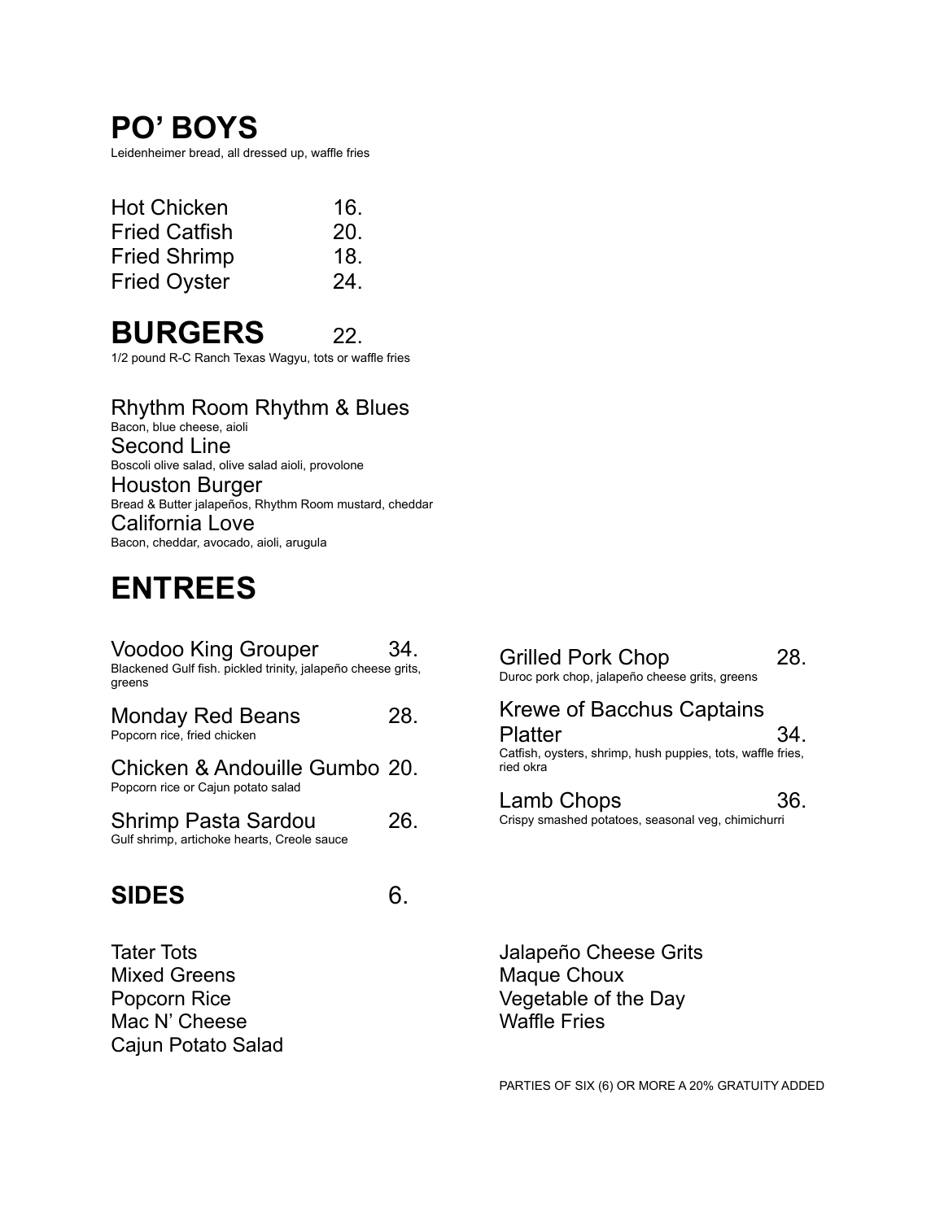# PO' BOYS

Leidenheimer bread, all dressed up, waffle fries

| | |
|---|---|
| Hot Chicken | 16. |
| Fried Catfish | 20. |
| Fried Shrimp | 18. |
| Fried Oyster | 24. |

# BURGERS 22.

1/2 pound R-C Ranch Texas Wagyu, tots or waffle fries

Rhythm Room Rhythm & Blues
Bacon, blue cheese, aioli

Second Line
Boscoli olive salad, olive salad aioli, provolone

Houston Burger
Bread & Butter jalapeños, Rhythm Room mustard, cheddar

California Love
Bacon, cheddar, avocado, aioli, arugula

# ENTREES

Voodoo King Grouper 34.
Blackened Gulf fish. pickled trinity, jalapeño cheese grits, greens

Monday Red Beans 28.
Popcorn rice, fried chicken

Chicken & Andouille Gumbo 20.
Popcorn rice or Cajun potato salad

Shrimp Pasta Sardou 26.
Gulf shrimp, artichoke hearts, Creole sauce

Grilled Pork Chop 28.
Duroc pork chop, jalapeño cheese grits, greens

Krewe of Bacchus Captains Platter 34.
Catfish, oysters, shrimp, hush puppies, tots, waffle fries, ried okra

Lamb Chops 36.
Crispy smashed potatoes, seasonal veg, chimichurri

# SIDES 6.

- Tater Tots
- Mixed Greens
- Popcorn Rice
- Mac N' Cheese
- Cajun Potato Salad
- Jalapeño Cheese Grits
- Maque Choux
- Vegetable of the Day
- Waffle Fries

PARTIES OF SIX (6) OR MORE A 20% GRATUITY ADDED